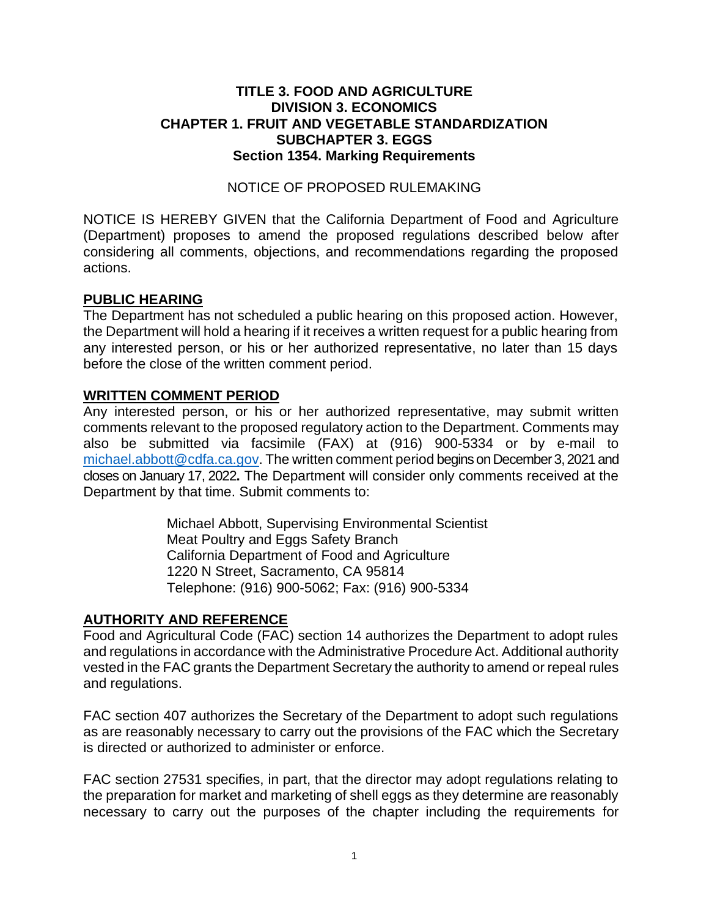**TITLE 3. FOOD AND AGRICULTURE**
**DIVISION 3. ECONOMICS**
**CHAPTER 1. FRUIT AND VEGETABLE STANDARDIZATION**
**SUBCHAPTER 3. EGGS**
**Section 1354. Marking Requirements**

NOTICE OF PROPOSED RULEMAKING

NOTICE IS HEREBY GIVEN that the California Department of Food and Agriculture (Department) proposes to amend the proposed regulations described below after considering all comments, objections, and recommendations regarding the proposed actions.

## PUBLIC HEARING

The Department has not scheduled a public hearing on this proposed action. However, the Department will hold a hearing if it receives a written request for a public hearing from any interested person, or his or her authorized representative, no later than 15 days before the close of the written comment period.

## WRITTEN COMMENT PERIOD

Any interested person, or his or her authorized representative, may submit written comments relevant to the proposed regulatory action to the Department. Comments may also be submitted via facsimile (FAX) at (916) 900-5334 or by e-mail to michael.abbott@cdfa.ca.gov. The written comment period begins on December 3, 2021 and closes on January 17, 2022**.** The Department will consider only comments received at the Department by that time. Submit comments to:

> Michael Abbott, Supervising Environmental Scientist
> Meat Poultry and Eggs Safety Branch
> California Department of Food and Agriculture
> 1220 N Street, Sacramento, CA 95814
> Telephone: (916) 900-5062; Fax: (916) 900-5334

## AUTHORITY AND REFERENCE

Food and Agricultural Code (FAC) section 14 authorizes the Department to adopt rules and regulations in accordance with the Administrative Procedure Act. Additional authority vested in the FAC grants the Department Secretary the authority to amend or repeal rules and regulations.

FAC section 407 authorizes the Secretary of the Department to adopt such regulations as are reasonably necessary to carry out the provisions of the FAC which the Secretary is directed or authorized to administer or enforce.

FAC section 27531 specifies, in part, that the director may adopt regulations relating to the preparation for market and marketing of shell eggs as they determine are reasonably necessary to carry out the purposes of the chapter including the requirements for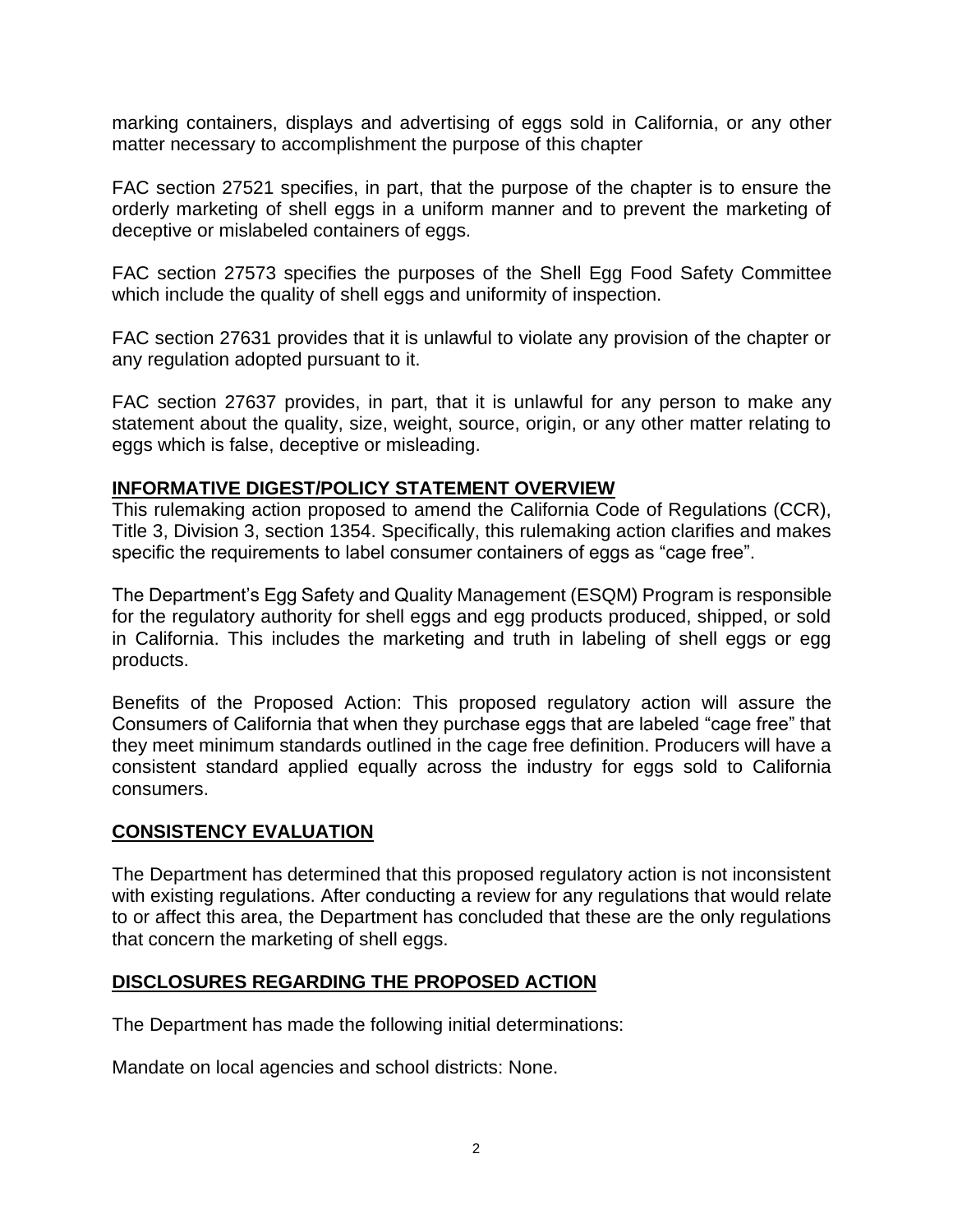marking containers, displays and advertising of eggs sold in California, or any other matter necessary to accomplishment the purpose of this chapter

FAC section 27521 specifies, in part, that the purpose of the chapter is to ensure the orderly marketing of shell eggs in a uniform manner and to prevent the marketing of deceptive or mislabeled containers of eggs.

FAC section 27573 specifies the purposes of the Shell Egg Food Safety Committee which include the quality of shell eggs and uniformity of inspection.

FAC section 27631 provides that it is unlawful to violate any provision of the chapter or any regulation adopted pursuant to it.

FAC section 27637 provides, in part, that it is unlawful for any person to make any statement about the quality, size, weight, source, origin, or any other matter relating to eggs which is false, deceptive or misleading.

## INFORMATIVE DIGEST/POLICY STATEMENT OVERVIEW

This rulemaking action proposed to amend the California Code of Regulations (CCR), Title 3, Division 3, section 1354. Specifically, this rulemaking action clarifies and makes specific the requirements to label consumer containers of eggs as "cage free".

The Department's Egg Safety and Quality Management (ESQM) Program is responsible for the regulatory authority for shell eggs and egg products produced, shipped, or sold in California. This includes the marketing and truth in labeling of shell eggs or egg products.

Benefits of the Proposed Action: This proposed regulatory action will assure the Consumers of California that when they purchase eggs that are labeled "cage free" that they meet minimum standards outlined in the cage free definition. Producers will have a consistent standard applied equally across the industry for eggs sold to California consumers.

## CONSISTENCY EVALUATION

The Department has determined that this proposed regulatory action is not inconsistent with existing regulations. After conducting a review for any regulations that would relate to or affect this area, the Department has concluded that these are the only regulations that concern the marketing of shell eggs.

## DISCLOSURES REGARDING THE PROPOSED ACTION

The Department has made the following initial determinations:

Mandate on local agencies and school districts: None.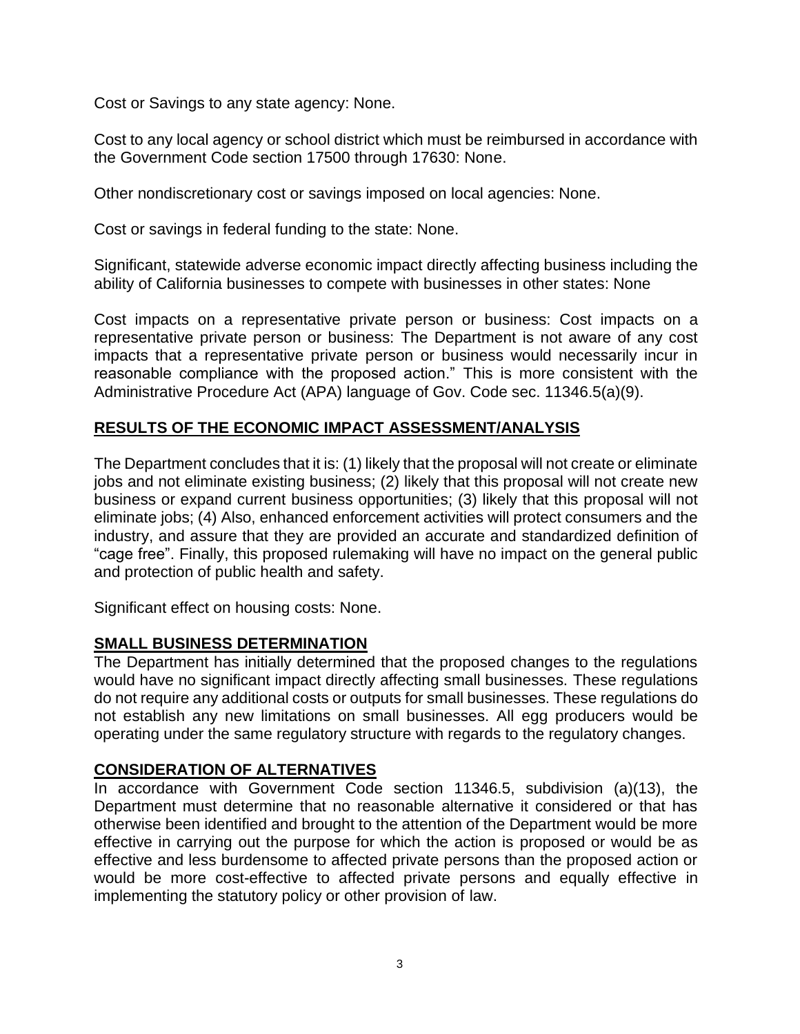Cost or Savings to any state agency: None.

Cost to any local agency or school district which must be reimbursed in accordance with the Government Code section 17500 through 17630: None.

Other nondiscretionary cost or savings imposed on local agencies: None.

Cost or savings in federal funding to the state: None.

Significant, statewide adverse economic impact directly affecting business including the ability of California businesses to compete with businesses in other states: None

Cost impacts on a representative private person or business: Cost impacts on a representative private person or business: The Department is not aware of any cost impacts that a representative private person or business would necessarily incur in reasonable compliance with the proposed action." This is more consistent with the Administrative Procedure Act (APA) language of Gov. Code sec. 11346.5(a)(9).

## <u>RESULTS OF THE ECONOMIC IMPACT ASSESSMENT/ANALYSIS</u>

The Department concludes that it is: (1) likely that the proposal will not create or eliminate jobs and not eliminate existing business; (2) likely that this proposal will not create new business or expand current business opportunities; (3) likely that this proposal will not eliminate jobs; (4) Also, enhanced enforcement activities will protect consumers and the industry, and assure that they are provided an accurate and standardized definition of "cage free". Finally, this proposed rulemaking will have no impact on the general public and protection of public health and safety.

Significant effect on housing costs: None.

## <u>SMALL BUSINESS DETERMINATION</u>

The Department has initially determined that the proposed changes to the regulations would have no significant impact directly affecting small businesses. These regulations do not require any additional costs or outputs for small businesses. These regulations do not establish any new limitations on small businesses. All egg producers would be operating under the same regulatory structure with regards to the regulatory changes.

## <u>CONSIDERATION OF ALTERNATIVES</u>

In accordance with Government Code section 11346.5, subdivision (a)(13), the Department must determine that no reasonable alternative it considered or that has otherwise been identified and brought to the attention of the Department would be more effective in carrying out the purpose for which the action is proposed or would be as effective and less burdensome to affected private persons than the proposed action or would be more cost-effective to affected private persons and equally effective in implementing the statutory policy or other provision of law.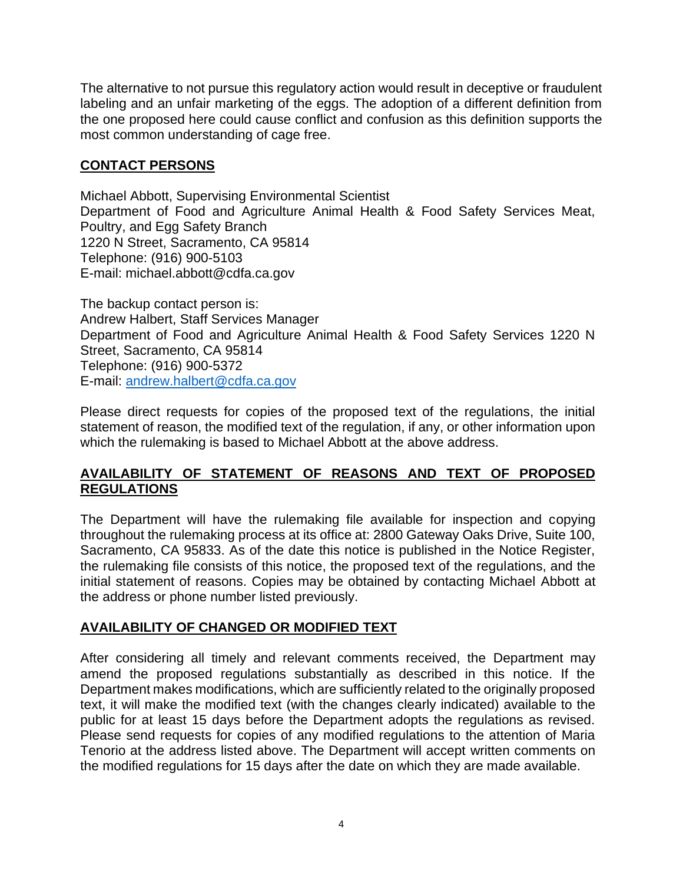The alternative to not pursue this regulatory action would result in deceptive or fraudulent labeling and an unfair marketing of the eggs. The adoption of a different definition from the one proposed here could cause conflict and confusion as this definition supports the most common understanding of cage free.

## CONTACT PERSONS

Michael Abbott, Supervising Environmental Scientist
Department of Food and Agriculture Animal Health & Food Safety Services Meat, Poultry, and Egg Safety Branch
1220 N Street, Sacramento, CA 95814
Telephone: (916) 900-5103
E-mail: michael.abbott@cdfa.ca.gov

The backup contact person is:
Andrew Halbert, Staff Services Manager
Department of Food and Agriculture Animal Health & Food Safety Services 1220 N Street, Sacramento, CA 95814
Telephone: (916) 900-5372
E-mail: andrew.halbert@cdfa.ca.gov

Please direct requests for copies of the proposed text of the regulations, the initial statement of reason, the modified text of the regulation, if any, or other information upon which the rulemaking is based to Michael Abbott at the above address.

## AVAILABILITY OF STATEMENT OF REASONS AND TEXT OF PROPOSED REGULATIONS

The Department will have the rulemaking file available for inspection and copying throughout the rulemaking process at its office at: 2800 Gateway Oaks Drive, Suite 100, Sacramento, CA 95833. As of the date this notice is published in the Notice Register, the rulemaking file consists of this notice, the proposed text of the regulations, and the initial statement of reasons. Copies may be obtained by contacting Michael Abbott at the address or phone number listed previously.

## AVAILABILITY OF CHANGED OR MODIFIED TEXT

After considering all timely and relevant comments received, the Department may amend the proposed regulations substantially as described in this notice. If the Department makes modifications, which are sufficiently related to the originally proposed text, it will make the modified text (with the changes clearly indicated) available to the public for at least 15 days before the Department adopts the regulations as revised. Please send requests for copies of any modified regulations to the attention of Maria Tenorio at the address listed above. The Department will accept written comments on the modified regulations for 15 days after the date on which they are made available.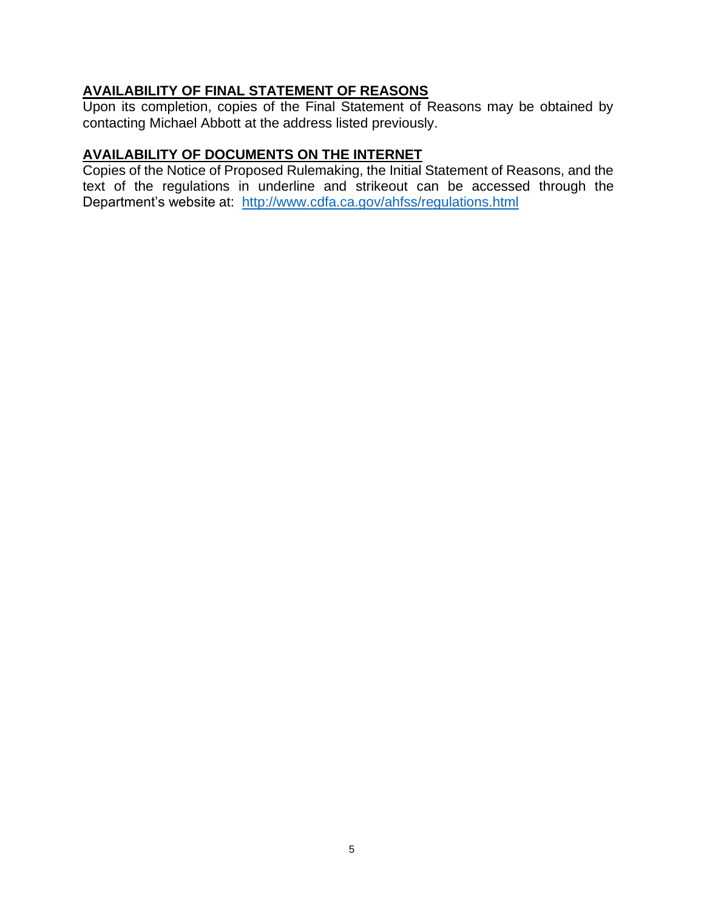**AVAILABILITY OF FINAL STATEMENT OF REASONS**

Upon its completion, copies of the Final Statement of Reasons may be obtained by contacting Michael Abbott at the address listed previously.

**AVAILABILITY OF DOCUMENTS ON THE INTERNET**

Copies of the Notice of Proposed Rulemaking, the Initial Statement of Reasons, and the text of the regulations in underline and strikeout can be accessed through the Department's website at: http://www.cdfa.ca.gov/ahfss/regulations.html